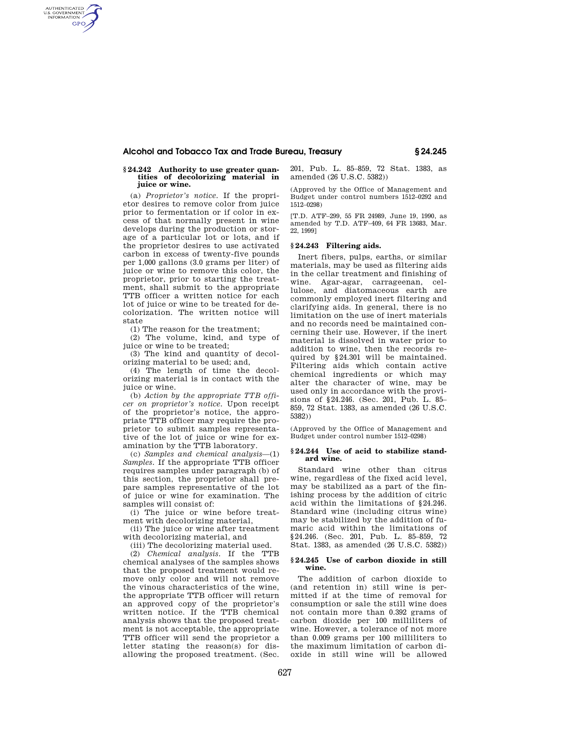### § 24.242 Authority to use greater quantities of decolorizing material in juice or wine.

(a) *Proprietor's notice.* If the proprietor desires to remove color from juice prior to fermentation or if color in excess of that normally present in wine develops during the production or storage of a particular lot or lots, and if the proprietor desires to use activated carbon in excess of twenty-five pounds per 1,000 gallons (3.0 grams per liter) of juice or wine to remove this color, the proprietor, prior to starting the treatment, shall submit to the appropriate TTB officer a written notice for each lot of juice or wine to be treated for decolorization. The written notice will state

(1) The reason for the treatment;

(2) The volume, kind, and type of juice or wine to be treated;

(3) The kind and quantity of decolorizing material to be used; and,

(4) The length of time the decolorizing material is in contact with the juice or wine.

(b) *Action by the appropriate TTB officer on proprietor's notice.* Upon receipt of the proprietor's notice, the appropriate TTB officer may require the proprietor to submit samples representative of the lot of juice or wine for examination by the TTB laboratory.

(c) *Samples and chemical analysis*—(1) *Samples.* If the appropriate TTB officer requires samples under paragraph (b) of this section, the proprietor shall prepare samples representative of the lot of juice or wine for examination. The samples will consist of:

(i) The juice or wine before treatment with decolorizing material,

(ii) The juice or wine after treatment with decolorizing material, and

(iii) The decolorizing material used.

(2) *Chemical analysis.* If the TTB chemical analyses of the samples shows that the proposed treatment would remove only color and will not remove the vinous characteristics of the wine, the appropriate TTB officer will return an approved copy of the proprietor's written notice. If the TTB chemical analysis shows that the proposed treatment is not acceptable, the appropriate TTB officer will send the proprietor a letter stating the reason(s) for disallowing the proposed treatment. (Sec. 201, Pub. L. 85–859, 72 Stat. 1383, as amended (26 U.S.C. 5382))

(Approved by the Office of Management and Budget under control numbers 1512–0292 and 1512–0298)

[T.D. ATF–299, 55 FR 24989, June 19, 1990, as amended by T.D. ATF–409, 64 FR 13683, Mar. 22, 1999]

### § 24.243 Filtering aids.

Inert fibers, pulps, earths, or similar materials, may be used as filtering aids in the cellar treatment and finishing of wine. Agar-agar, carrageenan, cellulose, and diatomaceous earth are commonly employed inert filtering and clarifying aids. In general, there is no limitation on the use of inert materials and no records need be maintained concerning their use. However, if the inert material is dissolved in water prior to addition to wine, then the records required by §24.301 will be maintained. Filtering aids which contain active chemical ingredients or which may alter the character of wine, may be used only in accordance with the provisions of §24.246. (Sec. 201, Pub. L. 85–859, 72 Stat. 1383, as amended (26 U.S.C. 5382))

(Approved by the Office of Management and Budget under control number 1512–0298)

### § 24.244 Use of acid to stabilize standard wine.

Standard wine other than citrus wine, regardless of the fixed acid level, may be stabilized as a part of the finishing process by the addition of citric acid within the limitations of §24.246. Standard wine (including citrus wine) may be stabilized by the addition of fumaric acid within the limitations of §24.246. (Sec. 201, Pub. L. 85–859, 72 Stat. 1383, as amended (26 U.S.C. 5382))

### § 24.245 Use of carbon dioxide in still wine.

The addition of carbon dioxide to (and retention in) still wine is permitted if at the time of removal for consumption or sale the still wine does not contain more than 0.392 grams of carbon dioxide per 100 milliliters of wine. However, a tolerance of not more than 0.009 grams per 100 milliliters to the maximum limitation of carbon dioxide in still wine will be allowed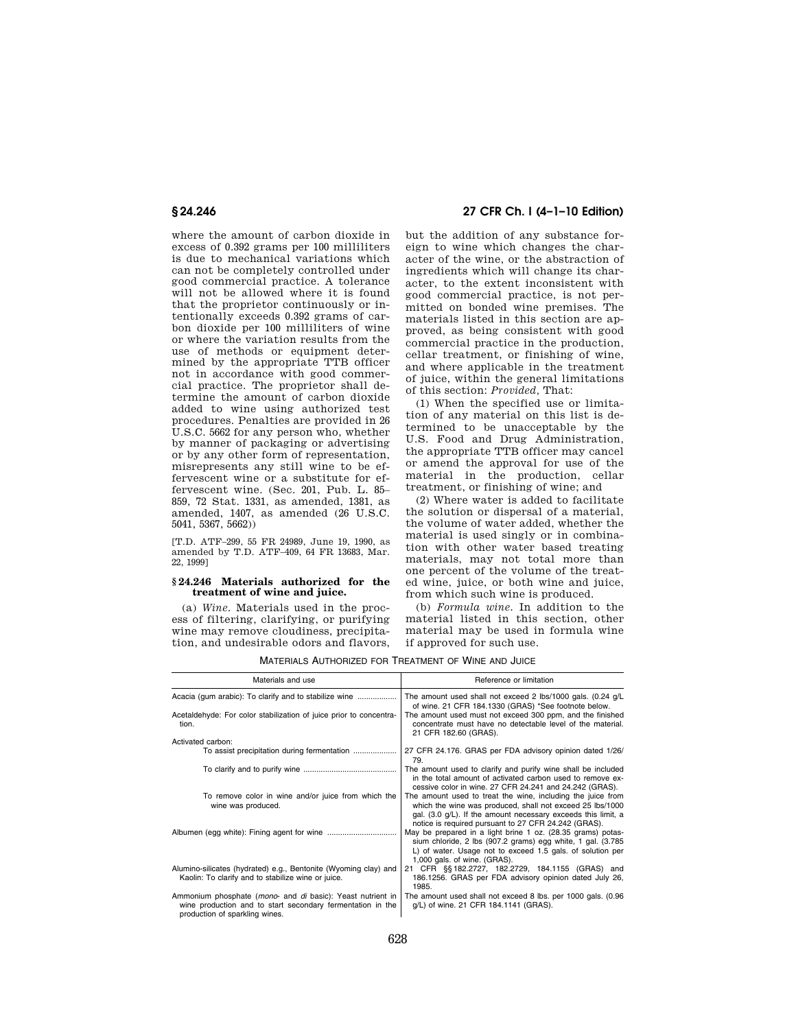where the amount of carbon dioxide in excess of 0.392 grams per 100 milliliters is due to mechanical variations which can not be completely controlled under good commercial practice. A tolerance will not be allowed where it is found that the proprietor continuously or intentionally exceeds 0.392 grams of carbon dioxide per 100 milliliters of wine or where the variation results from the use of methods or equipment determined by the appropriate TTB officer not in accordance with good commercial practice. The proprietor shall determine the amount of carbon dioxide added to wine using authorized test procedures. Penalties are provided in 26 U.S.C. 5662 for any person who, whether by manner of packaging or advertising or by any other form of representation, misrepresents any still wine to be effervescent wine or a substitute for effervescent wine. (Sec. 201, Pub. L. 85–859, 72 Stat. 1331, as amended, 1381, as amended, 1407, as amended (26 U.S.C. 5041, 5367, 5662))

[T.D. ATF–299, 55 FR 24989, June 19, 1990, as amended by T.D. ATF–409, 64 FR 13683, Mar. 22, 1999]

### § 24.246 Materials authorized for the treatment of wine and juice.

(a) *Wine.* Materials used in the process of filtering, clarifying, or purifying wine may remove cloudiness, precipitation, and undesirable odors and flavors, but the addition of any substance foreign to wine which changes the character of the wine, or the abstraction of ingredients which will change its character, to the extent inconsistent with good commercial practice, is not permitted on bonded wine premises. The materials listed in this section are approved, as being consistent with good commercial practice in the production, cellar treatment, or finishing of wine, and where applicable in the treatment of juice, within the general limitations of this section: *Provided,* That:

(1) When the specified use or limitation of any material on this list is determined to be unacceptable by the U.S. Food and Drug Administration, the appropriate TTB officer may cancel or amend the approval for use of the material in the production, cellar treatment, or finishing of wine; and

(2) Where water is added to facilitate the solution or dispersal of a material, the volume of water added, whether the material is used singly or in combination with other water based treating materials, may not total more than one percent of the volume of the treated wine, juice, or both wine and juice, from which such wine is produced.

(b) *Formula wine.* In addition to the material listed in this section, other material may be used in formula wine if approved for such use.

MATERIALS AUTHORIZED FOR TREATMENT OF WINE AND JUICE

| Materials and use | Reference or limitation |
|---|---|
| Acacia (gum arabic): To clarify and to stabilize wine | The amount used shall not exceed 2 lbs/1000 gals. (0.24 g/L of wine. 21 CFR 184.1330 (GRAS) *See footnote below. |
| Acetaldehyde: For color stabilization of juice prior to concentration. | The amount used must not exceed 300 ppm, and the finished concentrate must have no detectable level of the material. 21 CFR 182.60 (GRAS). |
| Activated carbon: | |
| To assist precipitation during fermentation | 27 CFR 24.176. GRAS per FDA advisory opinion dated 1/26/79. |
| To clarify and to purify wine | The amount used to clarify and purify wine shall be included in the total amount of activated carbon used to remove excessive color in wine. 27 CFR 24.241 and 24.242 (GRAS). |
| To remove color in wine and/or juice from which the wine was produced. | The amount used to treat the wine, including the juice from which the wine was produced, shall not exceed 25 lbs/1000 gal. (3.0 g/L). If the amount necessary exceeds this limit, a notice is required pursuant to 27 CFR 24.242 (GRAS). |
| Albumen (egg white): Fining agent for wine | May be prepared in a light brine 1 oz. (28.35 grams) potassium chloride, 2 lbs (907.2 grams) egg white, 1 gal. (3.785 L) of water. Usage not to exceed 1.5 gals. of solution per 1,000 gals. of wine. (GRAS). |
| Alumino-silicates (hydrated) e.g., Bentonite (Wyoming clay) and Kaolin: To clarify and to stabilize wine or juice. | 21 CFR §§ 182.2727, 182.2729, 184.1155 (GRAS) and 186.1256. GRAS per FDA advisory opinion dated July 26, 1985. |
| Ammonium phosphate (*mono-* and *di* basic): Yeast nutrient in wine production and to start secondary fermentation in the production of sparkling wines. | The amount used shall not exceed 8 lbs. per 1000 gals. (0.96 g/L) of wine. 21 CFR 184.1141 (GRAS). |